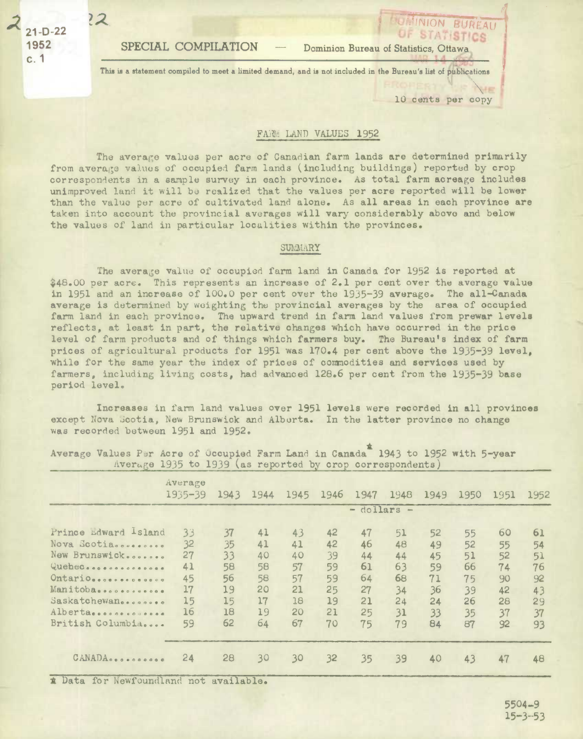SPECIAL COMPILATION — Dominion Bureau of Statistics, Ottawa

This is a statement compiled to meet a limited demand, and is not included in the Bureau's list of publications

10 cents per copy

## FARM LAND VALUES 1952

The average values per acre of Canadian farm lands are determined primarily from average values of occupied farm lands (including buildings) reported by crop correspondents in a sample survey in each province. As total farm acreage includes unimproved land it will be realized that the values per acre reported will be lower than the value per acre of cultivated land alone. As all areas in each province are taken into account the provincial averages will vary considerably above and below the values of land in particular localities within the provinces.

### SUMMARY

The average value of occupied farm land in Canada for 1952 is reported at $48.00 per acre. This represents an increase of 2.1 per cent over the average value in 1951 and an increase of 100.0 per cent over the 1935-39 average. The all-Canada average is determined by weighting the provincial averages by the area of occupied farm land in each province. The upward trend in farm land values from prewar levels reflects, at least in part, the relative changes which have occurred in the price level of farm products and of things which farmers buy. The Bureau's index of farm prices of agricultural products for 1951 was 170.4 per cent above the 1935-39 level, while for the same year the index of prices of commodities and services used by farmers, including living costs, had advanced 128.6 per cent from the 1935-39 base period level.

Increases in farm land values over 1951 levels were recorded in all provinces except Nova Scotia, New Brunswick and Alberta. In the latter province no change was recorded between 1951 and 1952.

Average Values Per Acre of Occupied Farm Land in Canada* 1943 to 1952 with 5-year Average 1935 to 1939 (as reported by crop correspondents)

| | Average 1935-39 | 1943 | 1944 | 1945 | 1946 | 1947 | 1948 | 1949 | 1950 | 1951 | 1952 |
|---|---|---|---|---|---|---|---|---|---|---|---|
| | - dollars - | | | | | | | | | | |
| Prince Edward Island | 33 | 37 | 41 | 43 | 42 | 47 | 51 | 52 | 55 | 60 | 61 |
| Nova Scotia | 32 | 35 | 41 | 41 | 42 | 46 | 48 | 49 | 52 | 55 | 54 |
| New Brunswick | 27 | 33 | 40 | 40 | 39 | 44 | 44 | 45 | 51 | 52 | 51 |
| Quebec | 41 | 58 | 58 | 57 | 59 | 61 | 63 | 59 | 66 | 74 | 76 |
| Ontario | 45 | 56 | 58 | 57 | 59 | 64 | 68 | 71 | 75 | 90 | 92 |
| Manitoba | 17 | 19 | 20 | 21 | 25 | 27 | 34 | 36 | 39 | 42 | 43 |
| Saskatchewan | 15 | 15 | 17 | 18 | 19 | 21 | 24 | 24 | 26 | 28 | 29 |
| Alberta | 16 | 18 | 19 | 20 | 21 | 25 | 31 | 33 | 35 | 37 | 37 |
| British Columbia | 59 | 62 | 64 | 67 | 70 | 75 | 79 | 84 | 87 | 92 | 93 |
| CANADA | 24 | 28 | 30 | 30 | 32 | 35 | 39 | 40 | 43 | 47 | 48 |

* Data for Newfoundland not available.

5504-9
15-3-53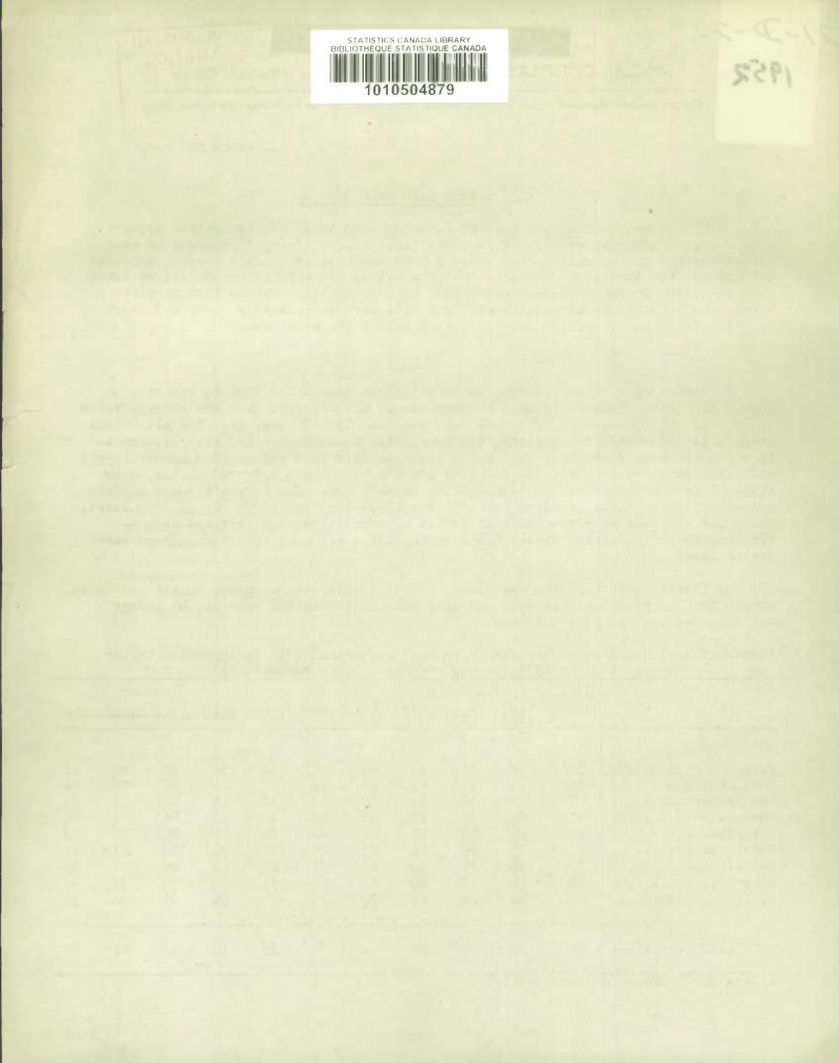STATISTICS CANADA LIBRARY
BIBLIOTHÈQUE STATISTIQUE CANADA

1010504879